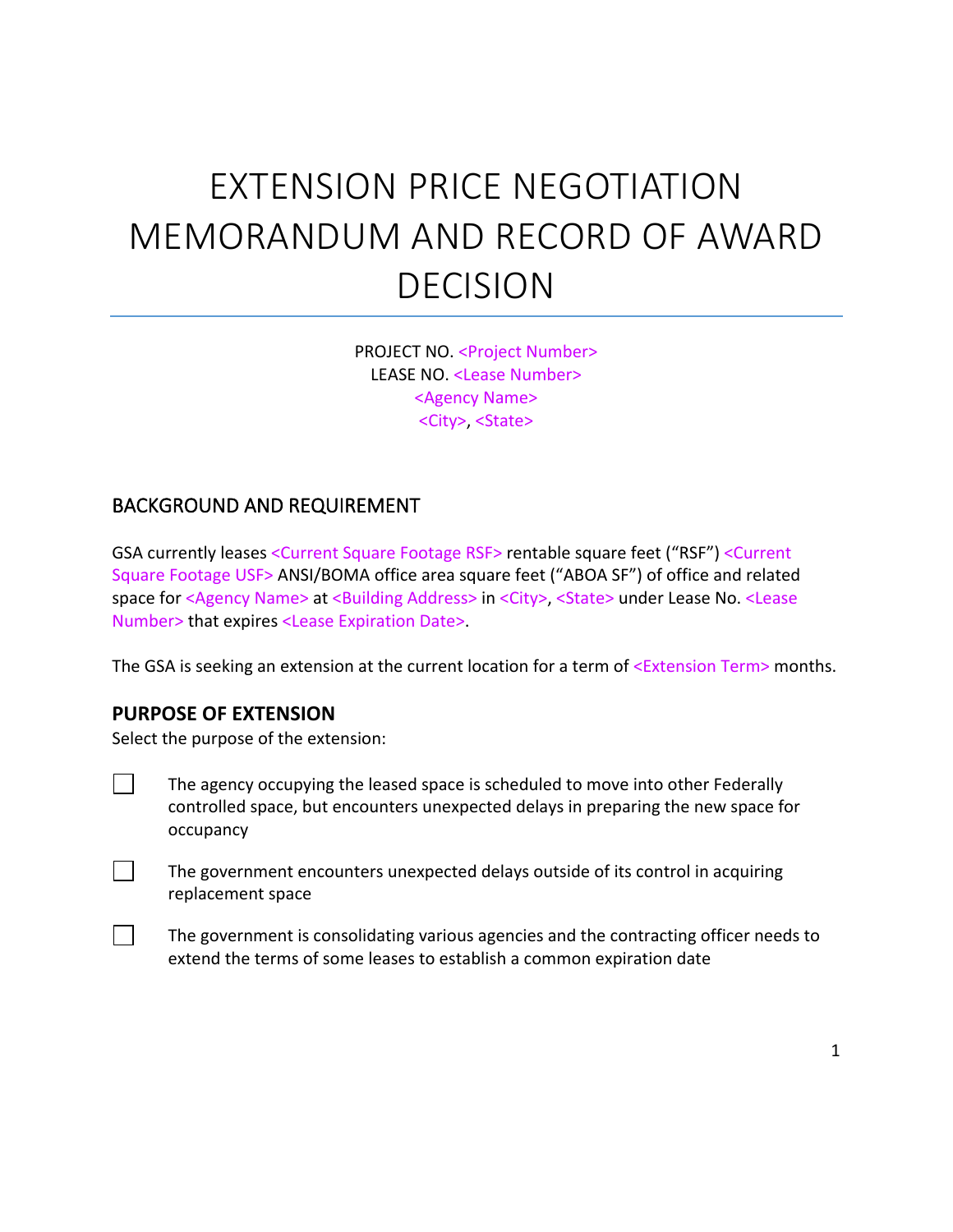# EXTENSION PRICE NEGOTIATION MEMORANDUM AND RECORD OF AWARD DECISION

PROJECT NO. <Project Number>
LEASE NO. <Lease Number>
<Agency Name>
<City>, <State>

## BACKGROUND AND REQUIREMENT

GSA currently leases <Current Square Footage RSF> rentable square feet ("RSF") <Current Square Footage USF> ANSI/BOMA office area square feet ("ABOA SF") of office and related space for <Agency Name> at <Building Address> in <City>, <State> under Lease No. <Lease Number> that expires <Lease Expiration Date>.

The GSA is seeking an extension at the current location for a term of <Extension Term> months.

## PURPOSE OF EXTENSION

Select the purpose of the extension:

- ☐ The agency occupying the leased space is scheduled to move into other Federally controlled space, but encounters unexpected delays in preparing the new space for occupancy
- ☐ The government encounters unexpected delays outside of its control in acquiring replacement space
- ☐ The government is consolidating various agencies and the contracting officer needs to extend the terms of some leases to establish a common expiration date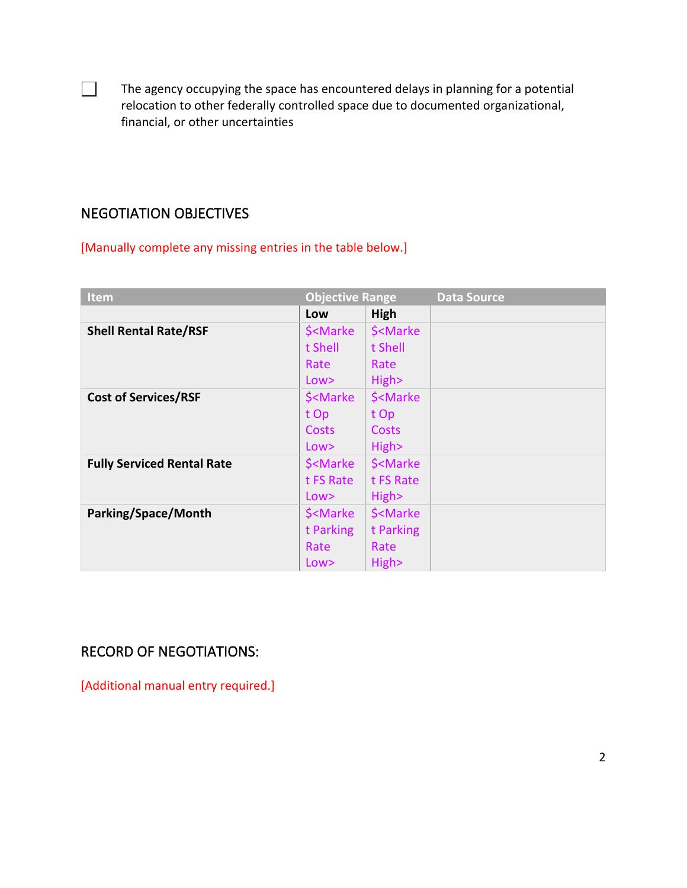☐ The agency occupying the space has encountered delays in planning for a potential relocation to other federally controlled space due to documented organizational, financial, or other uncertainties

## NEGOTIATION OBJECTIVES

[Manually complete any missing entries in the table below.]

| Item | Objective Range | | Data Source |
|---|---|---|---|
| | Low | High | |
| **Shell Rental Rate/RSF** | $<Market Shell Rate Low> | $<Market Shell Rate High> | |
| **Cost of Services/RSF** | $<Market Op Costs Low> | $<Market Op Costs High> | |
| **Fully Serviced Rental Rate** | $<Market FS Rate Low> | $<Market FS Rate High> | |
| **Parking/Space/Month** | $<Market Parking Rate Low> | $<Market Parking Rate High> | |

## RECORD OF NEGOTIATIONS:

[Additional manual entry required.]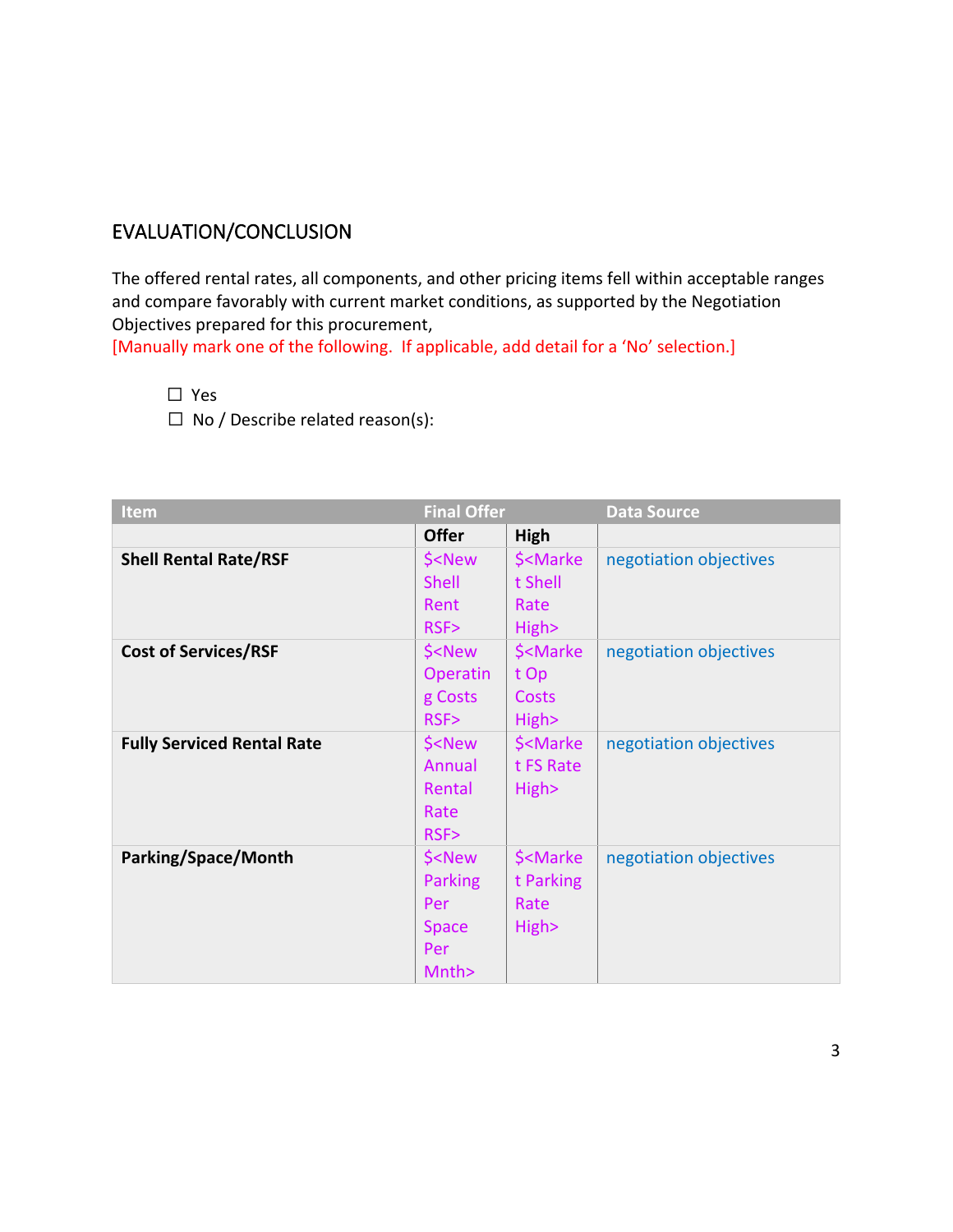## EVALUATION/CONCLUSION

The offered rental rates, all components, and other pricing items fell within acceptable ranges and compare favorably with current market conditions, as supported by the Negotiation Objectives prepared for this procurement,
[Manually mark one of the following. If applicable, add detail for a 'No' selection.]

☐ Yes
☐ No / Describe related reason(s):

| Item | Final Offer | | Data Source |
|---|---|---|---|
| | Offer | High | |
| **Shell Rental Rate/RSF** | $<New Shell Rent RSF> | $<Market Shell Rate High> | negotiation objectives |
| **Cost of Services/RSF** | $<New Operating Costs RSF> | $<Market Op Costs High> | negotiation objectives |
| **Fully Serviced Rental Rate** | $<New Annual Rental Rate RSF> | $<Market FS Rate High> | negotiation objectives |
| **Parking/Space/Month** | $<New Parking Per Space Per Mnth> | $<Market Parking Rate High> | negotiation objectives |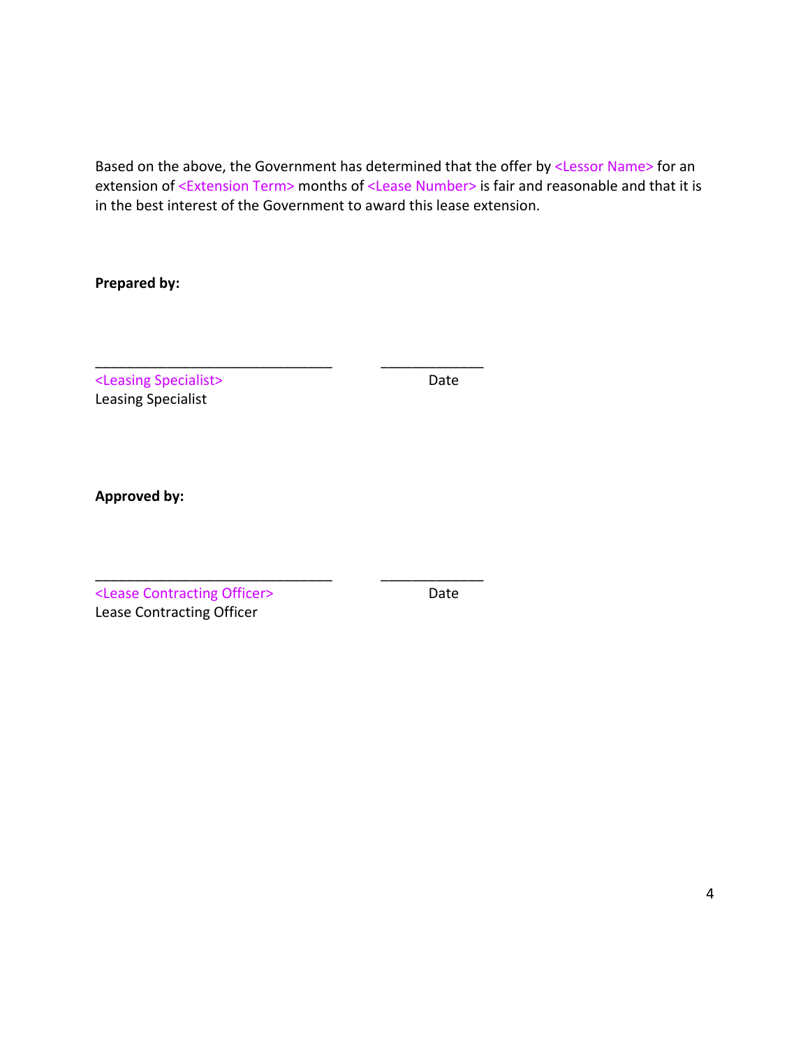Based on the above, the Government has determined that the offer by <Lessor Name> for an extension of <Extension Term> months of <Lease Number> is fair and reasonable and that it is in the best interest of the Government to award this lease extension.

**Prepared by:**

_______________________________ _____________

<Leasing Specialist> Date

Leasing Specialist

**Approved by:**

_______________________________ _____________

<Lease Contracting Officer> Date

Lease Contracting Officer